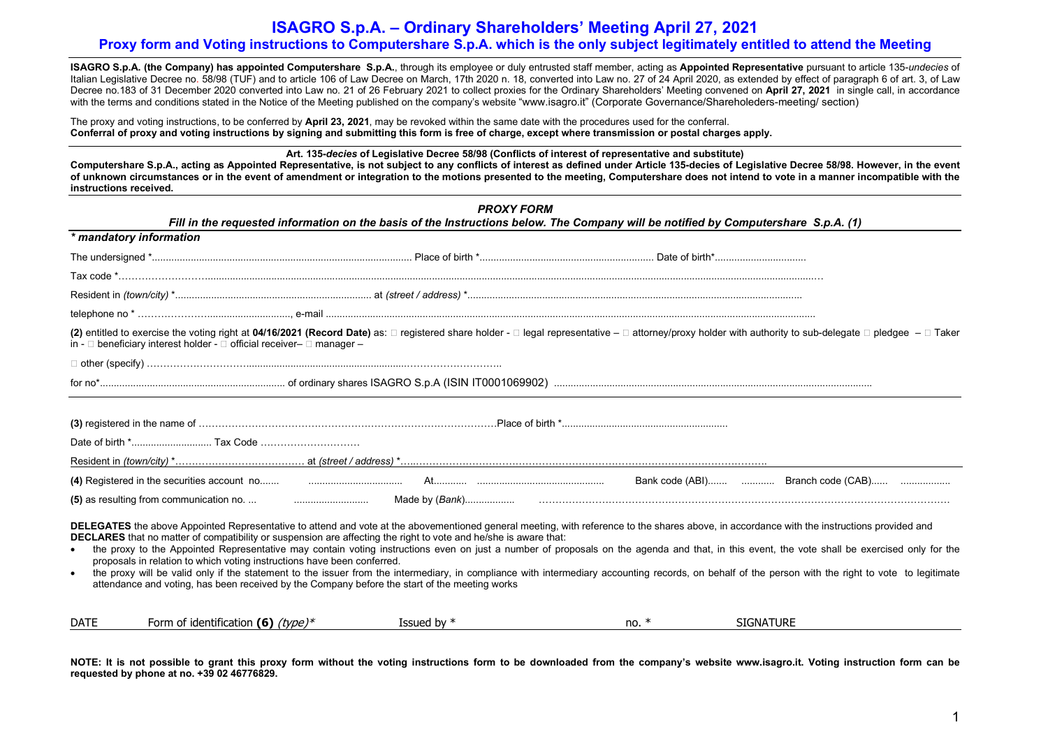# ISAGRO S.p.A. – Ordinary Shareholders' Meeting April 27, 2021

## Proxy form and Voting instructions to Computershare S.p.A. which is the only subject legitimately entitled to attend the Meeting

**ISAGRO S.p.A. (the Company) has appointed Computershare S.p.A.**, through its employee or duly entrusted staff member, acting as **Appointed Representative** pursuant to article 135-*undecies* of Italian Legislative Decree no. 58/98 (TUF) and to article 106 of Law Decree on March, 17th 2020 n. 18, converted into Law no. 27 of 24 April 2020, as extended by effect of paragraph 6 of art. 3, of Law Decree no.183 of 31 December 2020 converted into Law no. 21 of 26 February 2021 to collect proxies for the Ordinary Shareholders' Meeting convened on **April 27, 2021** in single call, in accordance with the terms and conditions stated in the Notice of the Meeting published on the company's website "www.isagro.it" (Corporate Governance/Shareholeders-meeting/ section)

The proxy and voting instructions, to be conferred by **April 23, 2021**, may be revoked within the same date with the procedures used for the conferral.
**Conferral of proxy and voting instructions by signing and submitting this form is free of charge, except where transmission or postal charges apply.**

**Art. 135-*decies* of Legislative Decree 58/98 (Conflicts of interest of representative and substitute)**
**Computershare S.p.A., acting as Appointed Representative, is not subject to any conflicts of interest as defined under Article 135-decies of Legislative Decree 58/98. However, in the event of unknown circumstances or in the event of amendment or integration to the motions presented to the meeting, Computershare does not intend to vote in a manner incompatible with the instructions received.**

***PROXY FORM***

***Fill in the requested information on the basis of the Instructions below. The Company will be notified by Computershare S.p.A. (1)***

***\* mandatory information***

The undersigned \*.............................................................................................. Place of birth \*............................................................... Date of birth\*.................................

Tax code \*…………………….......................................................................................................................................................................................................…

Resident in *(town/city)* \*....................................................................... at *(street / address)* \*......................................................................................................

telephone no \* …………………............................, e-mail .............................................................................................................................................................

**(2)** entitled to exercise the voting right at **04/16/2021 (Record Date)** as: □ registered share holder - □ legal representative – □ attorney/proxy holder with authority to sub-delegate □ pledgee – □ Taker in - □ beneficiary interest holder - □ official receiver– □ manager –

□ other (specify) …………………………........................................................……………………..

for no\*.................................................................... of ordinary shares ISAGRO S.p.A (ISIN IT0001069902) ..................................................................................................................

**(3)** registered in the name of ………………………………………………………………………………Place of birth \*...........................................................

Date of birth \*............................ Tax Code …………………………

Resident in *(town/city)* \*………………………………… at *(street / address)* \*…...……………………………………………………………………………………………….

**(4)** Registered in the securities account no....... ................................. At............ ............................................. Bank code (ABI)....... ........... Branch code (CAB)...... .................

**(5)** as resulting from communication no. ... .......................... Made by (*Bank*).................. ……………………………………………………………………………………………………………

**DELEGATES** the above Appointed Representative to attend and vote at the abovementioned general meeting, with reference to the shares above, in accordance with the instructions provided and **DECLARES** that no matter of compatibility or suspension are affecting the right to vote and he/she is aware that:

- the proxy to the Appointed Representative may contain voting instructions even on just a number of proposals on the agenda and that, in this event, the vote shall be exercised only for the proposals in relation to which voting instructions have been conferred.
- the proxy will be valid only if the statement to the issuer from the intermediary, in compliance with intermediary accounting records, on behalf of the person with the right to vote to legitimate attendance and voting, has been received by the Company before the start of the meeting works

| DATE | Form of identification **(6)** *(type)\** | Issued by \* | no. \* | SIGNATURE |
|---|---|---|---|---|
| | | | | |

**NOTE: It is not possible to grant this proxy form without the voting instructions form to be downloaded from the company's website www.isagro.it. Voting instruction form can be requested by phone at no. +39 02 46776829.**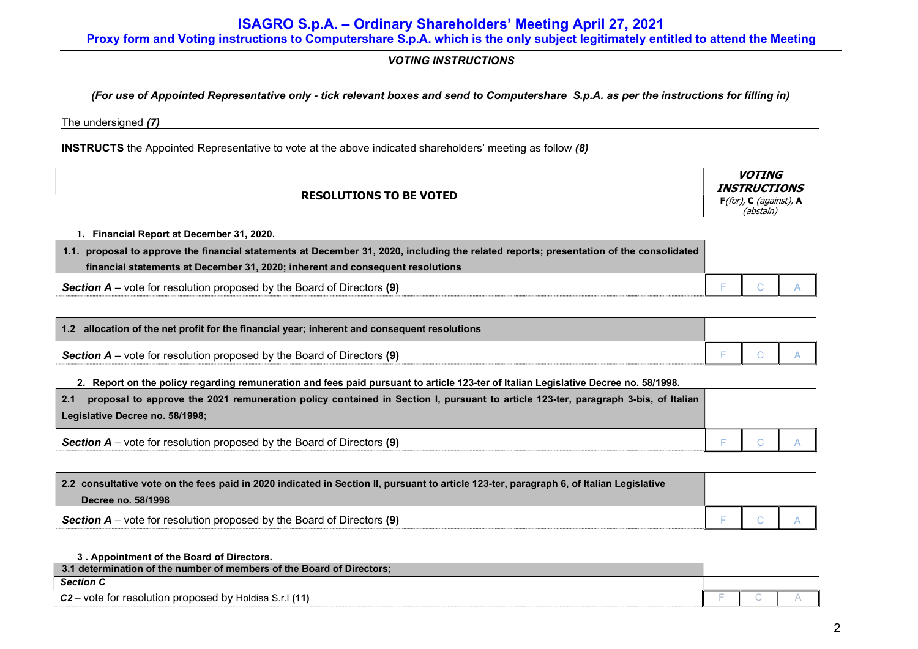# ISAGRO S.p.A. – Ordinary Shareholders' Meeting April 27, 2021

**Proxy form and Voting instructions to Computershare S.p.A. which is the only subject legitimately entitled to attend the Meeting**

*VOTING INSTRUCTIONS*

***(For use of Appointed Representative only - tick relevant boxes and send to Computershare S.p.A. as per the instructions for filling in)***

The undersigned ***(7)***

**INSTRUCTS** the Appointed Representative to vote at the above indicated shareholders' meeting as follow ***(8)***

| RESOLUTIONS TO BE VOTED | VOTING INSTRUCTIONS **F**(for), **C** (against), **A** (abstain) | | |
|---|---|---|---|
| **1. Financial Report at December 31, 2020.** | | | |
| **1.1. proposal to approve the financial statements at December 31, 2020, including the related reports; presentation of the consolidated financial statements at December 31, 2020; inherent and consequent resolutions** | | | |
| ***Section A*** – vote for resolution proposed by the Board of Directors **(9)** | F | C | A |
| **1.2 allocation of the net profit for the financial year; inherent and consequent resolutions** | | | |
| ***Section A*** – vote for resolution proposed by the Board of Directors **(9)** | F | C | A |
| **2. Report on the policy regarding remuneration and fees paid pursuant to article 123-ter of Italian Legislative Decree no. 58/1998.** | | | |
| **2.1 proposal to approve the 2021 remuneration policy contained in Section I, pursuant to article 123-ter, paragraph 3-bis, of Italian Legislative Decree no. 58/1998;** | | | |
| ***Section A*** – vote for resolution proposed by the Board of Directors **(9)** | F | C | A |
| **2.2 consultative vote on the fees paid in 2020 indicated in Section II, pursuant to article 123-ter, paragraph 6, of Italian Legislative Decree no. 58/1998** | | | |
| ***Section A*** – vote for resolution proposed by the Board of Directors **(9)** | F | C | A |
| **3 . Appointment of the Board of Directors.** | | | |
| **3.1 determination of the number of members of the Board of Directors;** | | | |
| ***Section C*** | | | |
| ***C2*** – vote for resolution proposed by Holdisa S.r.l **(11)** | F | C | A |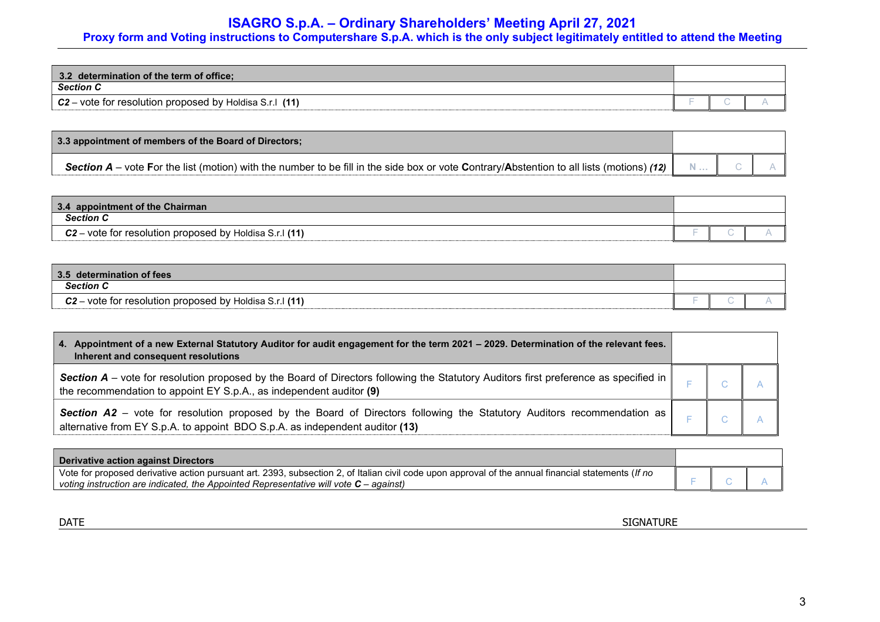| 3.2 determination of the term of office; | | | |
|---|---|---|---|
| ***Section C*** | | | |
| ***C2*** – vote for resolution proposed by Holdisa S.r.l **(11)** | F | C | A |

| 3.3 appointment of members of the Board of Directors; | | | |
|---|---|---|---|
| ***Section A*** – vote **F**or the list (motion) with the number to be fill in the side box or vote **C**ontrary/**A**bstention to all lists (motions) ***(12)*** | N … | C | A |

| 3.4 appointment of the Chairman | | | |
|---|---|---|---|
| ***Section C*** | | | |
| ***C2*** – vote for resolution proposed by Holdisa S.r.l **(11)** | F | C | A |

| 3.5 determination of fees | | | |
|---|---|---|---|
| ***Section C*** | | | |
| ***C2*** – vote for resolution proposed by Holdisa S.r.l **(11)** | F | C | A |

| **4. Appointment of a new External Statutory Auditor for audit engagement for the term 2021 – 2029. Determination of the relevant fees. Inherent and consequent resolutions** | | | |
|---|---|---|---|
| ***Section A*** – vote for resolution proposed by the Board of Directors following the Statutory Auditors first preference as specified in the recommendation to appoint EY S.p.A., as independent auditor **(9)** | F | C | A |
| ***Section A2*** – vote for resolution proposed by the Board of Directors following the Statutory Auditors recommendation as alternative from EY S.p.A. to appoint BDO S.p.A. as independent auditor **(13)** | F | C | A |

| **Derivative action against Directors** | | | |
|---|---|---|---|
| Vote for proposed derivative action pursuant art. 2393, subsection 2, of Italian civil code upon approval of the annual financial statements (*If no voting instruction are indicated, the Appointed Representative will vote **C** – against)* | F | C | A |

DATE SIGNATURE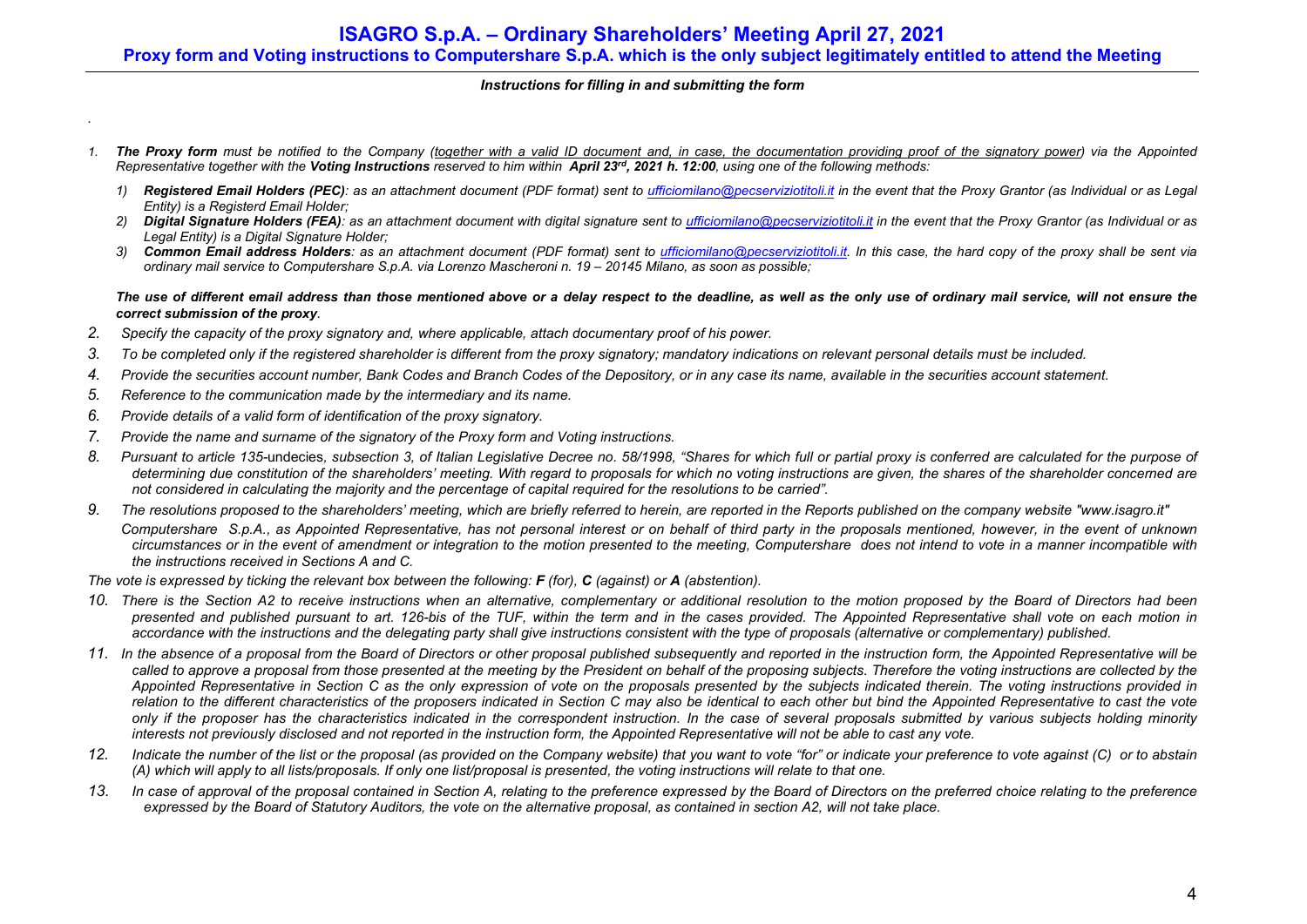# ISAGRO S.p.A. – Ordinary Shareholders' Meeting April 27, 2021

## Proxy form and Voting instructions to Computershare S.p.A. which is the only subject legitimately entitled to attend the Meeting

***Instructions for filling in and submitting the form***

.

1. ***The Proxy form*** *must be notified to the Company (<u>together with a valid ID document and, in case, the documentation providing proof of the signatory power</u>) via the Appointed Representative together with the* ***Voting Instructions*** *reserved to him within* ***April 23rd, 2021 h. 12:00****, using one of the following methods:*
   1) ***Registered Email Holders (PEC)****: as an attachment document (PDF format) sent to ufficiomilano@pecserviziotitoli.it in the event that the Proxy Grantor (as Individual or as Legal Entity) is a Registerd Email Holder;*
   2) ***Digital Signature Holders (FEA)****: as an attachment document with digital signature sent to ufficiomilano@pecserviziotitoli.it in the event that the Proxy Grantor (as Individual or as Legal Entity) is a Digital Signature Holder;*
   3) ***Common Email address Holders****: as an attachment document (PDF format) sent to ufficiomilano@pecserviziotitoli.it. In this case, the hard copy of the proxy shall be sent via ordinary mail service to Computershare S.p.A. via Lorenzo Mascheroni n. 19 – 20145 Milano, as soon as possible;*

***The use of different email address than those mentioned above or a delay respect to the deadline, as well as the only use of ordinary mail service, will not ensure the correct submission of the proxy****.*

2. *Specify the capacity of the proxy signatory and, where applicable, attach documentary proof of his power.*
3. *To be completed only if the registered shareholder is different from the proxy signatory; mandatory indications on relevant personal details must be included.*
4. *Provide the securities account number, Bank Codes and Branch Codes of the Depository, or in any case its name, available in the securities account statement.*
5. *Reference to the communication made by the intermediary and its name.*
6. *Provide details of a valid form of identification of the proxy signatory.*
7. *Provide the name and surname of the signatory of the Proxy form and Voting instructions.*
8. *Pursuant to article 135-*undecies*, subsection 3, of Italian Legislative Decree no. 58/1998, "Shares for which full or partial proxy is conferred are calculated for the purpose of determining due constitution of the shareholders' meeting. With regard to proposals for which no voting instructions are given, the shares of the shareholder concerned are not considered in calculating the majority and the percentage of capital required for the resolutions to be carried".*
9. *The resolutions proposed to the shareholders' meeting, which are briefly referred to herein, are reported in the Reports published on the company website "www.isagro.it"*

   *Computershare S.p.A., as Appointed Representative, has not personal interest or on behalf of third party in the proposals mentioned, however, in the event of unknown circumstances or in the event of amendment or integration to the motion presented to the meeting, Computershare does not intend to vote in a manner incompatible with the instructions received in Sections A and C.*

*The vote is expressed by ticking the relevant box between the following:* ***F*** *(for),* ***C*** *(against) or* ***A*** *(abstention).*

10. *There is the Section A2 to receive instructions when an alternative, complementary or additional resolution to the motion proposed by the Board of Directors had been presented and published pursuant to art. 126-bis of the TUF, within the term and in the cases provided. The Appointed Representative shall vote on each motion in accordance with the instructions and the delegating party shall give instructions consistent with the type of proposals (alternative or complementary) published.*
11. *In the absence of a proposal from the Board of Directors or other proposal published subsequently and reported in the instruction form, the Appointed Representative will be called to approve a proposal from those presented at the meeting by the President on behalf of the proposing subjects. Therefore the voting instructions are collected by the Appointed Representative in Section C as the only expression of vote on the proposals presented by the subjects indicated therein. The voting instructions provided in relation to the different characteristics of the proposers indicated in Section C may also be identical to each other but bind the Appointed Representative to cast the vote only if the proposer has the characteristics indicated in the correspondent instruction. In the case of several proposals submitted by various subjects holding minority interests not previously disclosed and not reported in the instruction form, the Appointed Representative will not be able to cast any vote.*
12. *Indicate the number of the list or the proposal (as provided on the Company website) that you want to vote "for" or indicate your preference to vote against (C) or to abstain (A) which will apply to all lists/proposals. If only one list/proposal is presented, the voting instructions will relate to that one.*
13. *In case of approval of the proposal contained in Section A, relating to the preference expressed by the Board of Directors on the preferred choice relating to the preference expressed by the Board of Statutory Auditors, the vote on the alternative proposal, as contained in section A2, will not take place.*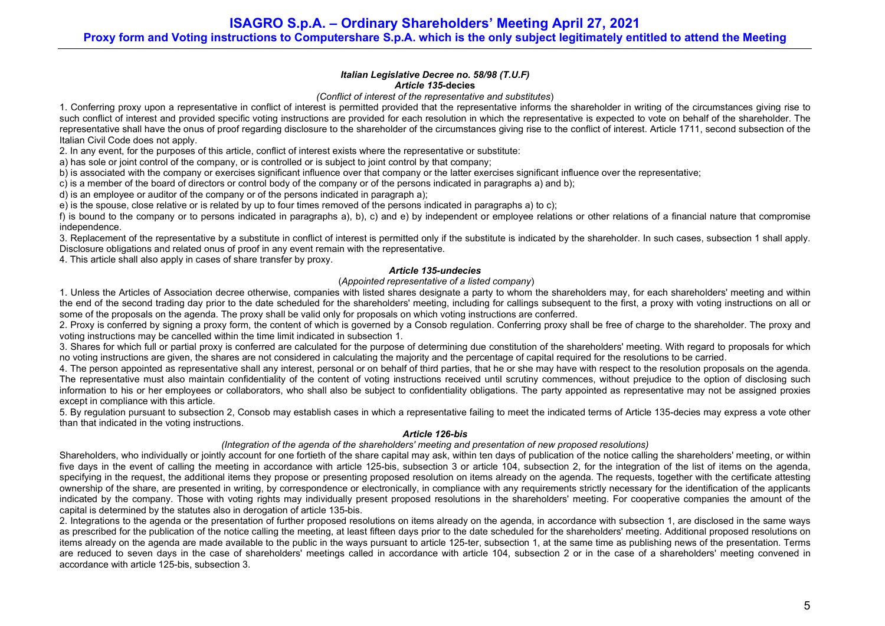#### *Italian Legislative Decree no. 58/98 (T.U.F)*

#### *Article 135-***decies**

*(Conflict of interest of the representative and substitutes*)

1. Conferring proxy upon a representative in conflict of interest is permitted provided that the representative informs the shareholder in writing of the circumstances giving rise to such conflict of interest and provided specific voting instructions are provided for each resolution in which the representative is expected to vote on behalf of the shareholder. The representative shall have the onus of proof regarding disclosure to the shareholder of the circumstances giving rise to the conflict of interest. Article 1711, second subsection of the Italian Civil Code does not apply.

2. In any event, for the purposes of this article, conflict of interest exists where the representative or substitute:

a) has sole or joint control of the company, or is controlled or is subject to joint control by that company;

b) is associated with the company or exercises significant influence over that company or the latter exercises significant influence over the representative;

c) is a member of the board of directors or control body of the company or of the persons indicated in paragraphs a) and b);

d) is an employee or auditor of the company or of the persons indicated in paragraph a);

e) is the spouse, close relative or is related by up to four times removed of the persons indicated in paragraphs a) to c);

f) is bound to the company or to persons indicated in paragraphs a), b), c) and e) by independent or employee relations or other relations of a financial nature that compromise independence.

3. Replacement of the representative by a substitute in conflict of interest is permitted only if the substitute is indicated by the shareholder. In such cases, subsection 1 shall apply. Disclosure obligations and related onus of proof in any event remain with the representative.

4. This article shall also apply in cases of share transfer by proxy.

#### *Article 135-undecies*

(*Appointed representative of a listed company*)

1. Unless the Articles of Association decree otherwise, companies with listed shares designate a party to whom the shareholders may, for each shareholders' meeting and within the end of the second trading day prior to the date scheduled for the shareholders' meeting, including for callings subsequent to the first, a proxy with voting instructions on all or some of the proposals on the agenda. The proxy shall be valid only for proposals on which voting instructions are conferred.

2. Proxy is conferred by signing a proxy form, the content of which is governed by a Consob regulation. Conferring proxy shall be free of charge to the shareholder. The proxy and voting instructions may be cancelled within the time limit indicated in subsection 1.

3. Shares for which full or partial proxy is conferred are calculated for the purpose of determining due constitution of the shareholders' meeting. With regard to proposals for which no voting instructions are given, the shares are not considered in calculating the majority and the percentage of capital required for the resolutions to be carried.

4. The person appointed as representative shall any interest, personal or on behalf of third parties, that he or she may have with respect to the resolution proposals on the agenda. The representative must also maintain confidentiality of the content of voting instructions received until scrutiny commences, without prejudice to the option of disclosing such information to his or her employees or collaborators, who shall also be subject to confidentiality obligations. The party appointed as representative may not be assigned proxies except in compliance with this article.

5. By regulation pursuant to subsection 2, Consob may establish cases in which a representative failing to meet the indicated terms of Article 135-decies may express a vote other than that indicated in the voting instructions.

#### *Article 126-bis*

*(Integration of the agenda of the shareholders' meeting and presentation of new proposed resolutions)*

Shareholders, who individually or jointly account for one fortieth of the share capital may ask, within ten days of publication of the notice calling the shareholders' meeting, or within five days in the event of calling the meeting in accordance with article 125-bis, subsection 3 or article 104, subsection 2, for the integration of the list of items on the agenda, specifying in the request, the additional items they propose or presenting proposed resolution on items already on the agenda. The requests, together with the certificate attesting ownership of the share, are presented in writing, by correspondence or electronically, in compliance with any requirements strictly necessary for the identification of the applicants indicated by the company. Those with voting rights may individually present proposed resolutions in the shareholders' meeting. For cooperative companies the amount of the capital is determined by the statutes also in derogation of article 135-bis.

2. Integrations to the agenda or the presentation of further proposed resolutions on items already on the agenda, in accordance with subsection 1, are disclosed in the same ways as prescribed for the publication of the notice calling the meeting, at least fifteen days prior to the date scheduled for the shareholders' meeting. Additional proposed resolutions on items already on the agenda are made available to the public in the ways pursuant to article 125-ter, subsection 1, at the same time as publishing news of the presentation. Terms are reduced to seven days in the case of shareholders' meetings called in accordance with article 104, subsection 2 or in the case of a shareholders' meeting convened in accordance with article 125-bis, subsection 3.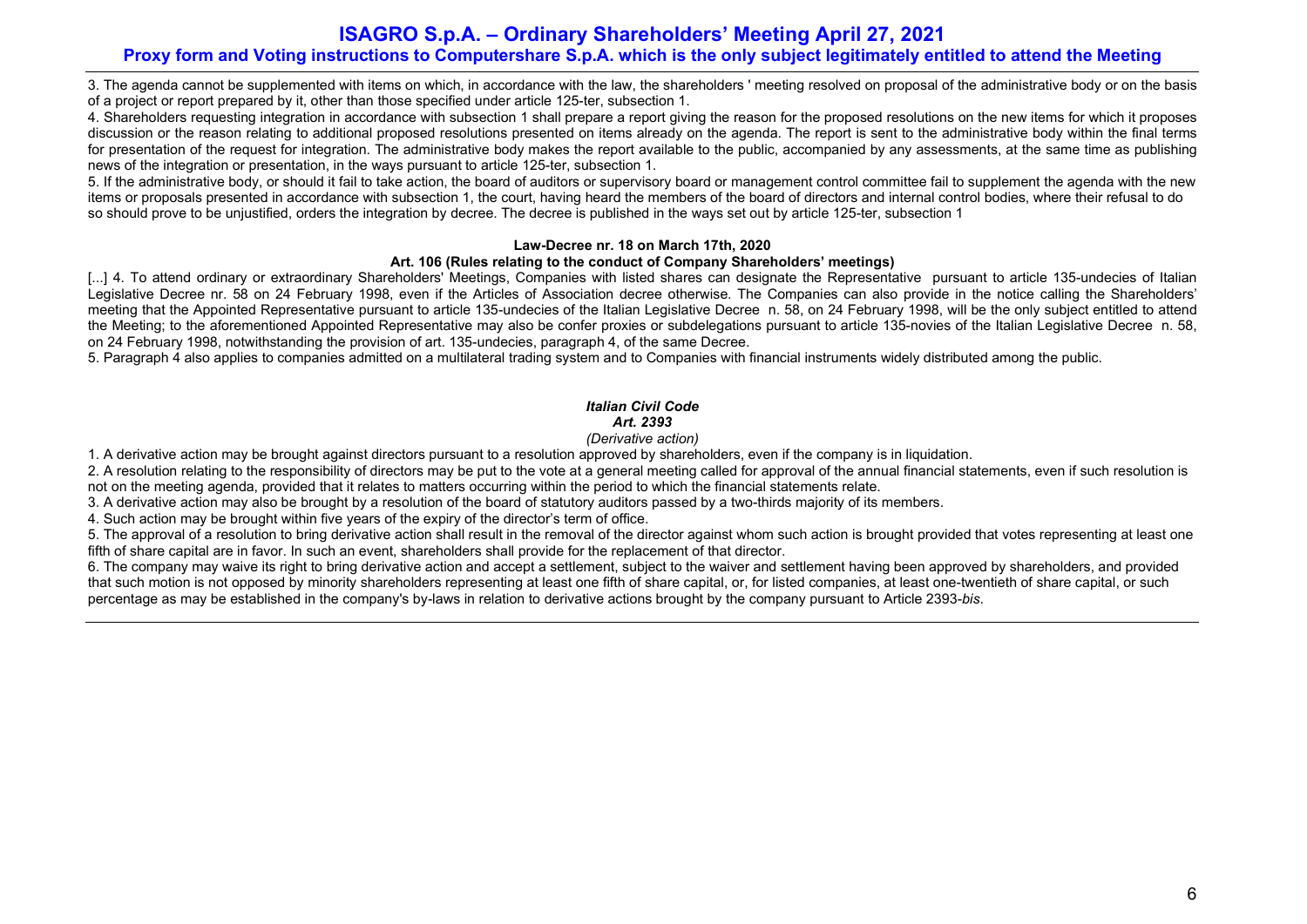3. The agenda cannot be supplemented with items on which, in accordance with the law, the shareholders ' meeting resolved on proposal of the administrative body or on the basis of a project or report prepared by it, other than those specified under article 125-ter, subsection 1.

4. Shareholders requesting integration in accordance with subsection 1 shall prepare a report giving the reason for the proposed resolutions on the new items for which it proposes discussion or the reason relating to additional proposed resolutions presented on items already on the agenda. The report is sent to the administrative body within the final terms for presentation of the request for integration. The administrative body makes the report available to the public, accompanied by any assessments, at the same time as publishing news of the integration or presentation, in the ways pursuant to article 125-ter, subsection 1.

5. If the administrative body, or should it fail to take action, the board of auditors or supervisory board or management control committee fail to supplement the agenda with the new items or proposals presented in accordance with subsection 1, the court, having heard the members of the board of directors and internal control bodies, where their refusal to do so should prove to be unjustified, orders the integration by decree. The decree is published in the ways set out by article 125-ter, subsection 1

**Law-Decree nr. 18 on March 17th, 2020**

**Art. 106 (Rules relating to the conduct of Company Shareholders' meetings)**

[...] 4. To attend ordinary or extraordinary Shareholders' Meetings, Companies with listed shares can designate the Representative pursuant to article 135-undecies of Italian Legislative Decree nr. 58 on 24 February 1998, even if the Articles of Association decree otherwise. The Companies can also provide in the notice calling the Shareholders' meeting that the Appointed Representative pursuant to article 135-undecies of the Italian Legislative Decree n. 58, on 24 February 1998, will be the only subject entitled to attend the Meeting; to the aforementioned Appointed Representative may also be confer proxies or subdelegations pursuant to article 135-novies of the Italian Legislative Decree n. 58, on 24 February 1998, notwithstanding the provision of art. 135-undecies, paragraph 4, of the same Decree.

5. Paragraph 4 also applies to companies admitted on a multilateral trading system and to Companies with financial instruments widely distributed among the public.

***Italian Civil Code***

***Art. 2393***

*(Derivative action)*

1. A derivative action may be brought against directors pursuant to a resolution approved by shareholders, even if the company is in liquidation.
2. A resolution relating to the responsibility of directors may be put to the vote at a general meeting called for approval of the annual financial statements, even if such resolution is not on the meeting agenda, provided that it relates to matters occurring within the period to which the financial statements relate.
3. A derivative action may also be brought by a resolution of the board of statutory auditors passed by a two-thirds majority of its members.
4. Such action may be brought within five years of the expiry of the director's term of office.
5. The approval of a resolution to bring derivative action shall result in the removal of the director against whom such action is brought provided that votes representing at least one fifth of share capital are in favor. In such an event, shareholders shall provide for the replacement of that director.
6. The company may waive its right to bring derivative action and accept a settlement, subject to the waiver and settlement having been approved by shareholders, and provided that such motion is not opposed by minority shareholders representing at least one fifth of share capital, or, for listed companies, at least one-twentieth of share capital, or such percentage as may be established in the company's by-laws in relation to derivative actions brought by the company pursuant to Article 2393-*bis*.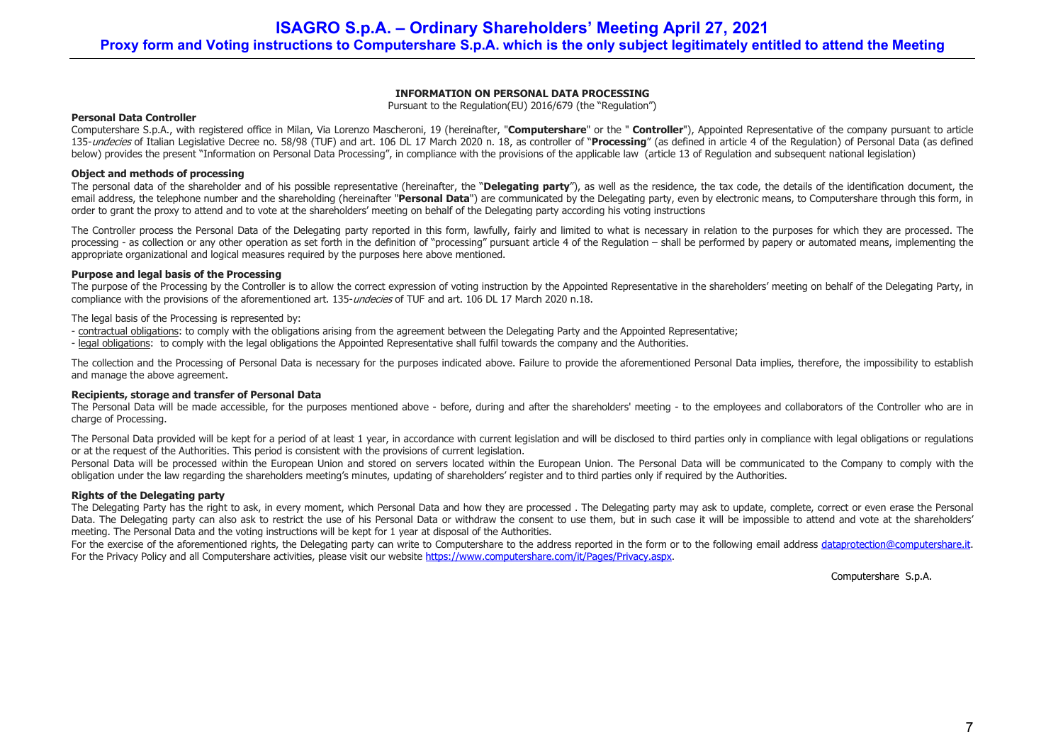# ISAGRO S.p.A. – Ordinary Shareholders' Meeting April 27, 2021

## Proxy form and Voting instructions to Computershare S.p.A. which is the only subject legitimately entitled to attend the Meeting

### INFORMATION ON PERSONAL DATA PROCESSING

Pursuant to the Regulation(EU) 2016/679 (the "Regulation")

**Personal Data Controller**

Computershare S.p.A., with registered office in Milan, Via Lorenzo Mascheroni, 19 (hereinafter, "**Computershare**" or the " **Controller**"), Appointed Representative of the company pursuant to article 135-*undecies* of Italian Legislative Decree no. 58/98 (TUF) and art. 106 DL 17 March 2020 n. 18, as controller of "**Processing**" (as defined in article 4 of the Regulation) of Personal Data (as defined below) provides the present "Information on Personal Data Processing", in compliance with the provisions of the applicable law (article 13 of Regulation and subsequent national legislation)

**Object and methods of processing**

The personal data of the shareholder and of his possible representative (hereinafter, the "**Delegating party**"), as well as the residence, the tax code, the details of the identification document, the email address, the telephone number and the shareholding (hereinafter "**Personal Data**") are communicated by the Delegating party, even by electronic means, to Computershare through this form, in order to grant the proxy to attend and to vote at the shareholders' meeting on behalf of the Delegating party according his voting instructions

The Controller process the Personal Data of the Delegating party reported in this form, lawfully, fairly and limited to what is necessary in relation to the purposes for which they are processed. The processing - as collection or any other operation as set forth in the definition of "processing" pursuant article 4 of the Regulation – shall be performed by papery or automated means, implementing the appropriate organizational and logical measures required by the purposes here above mentioned.

**Purpose and legal basis of the Processing**

The purpose of the Processing by the Controller is to allow the correct expression of voting instruction by the Appointed Representative in the shareholders' meeting on behalf of the Delegating Party, in compliance with the provisions of the aforementioned art. 135-*undecies* of TUF and art. 106 DL 17 March 2020 n.18.

The legal basis of the Processing is represented by:

- contractual obligations: to comply with the obligations arising from the agreement between the Delegating Party and the Appointed Representative;
- legal obligations: to comply with the legal obligations the Appointed Representative shall fulfil towards the company and the Authorities.

The collection and the Processing of Personal Data is necessary for the purposes indicated above. Failure to provide the aforementioned Personal Data implies, therefore, the impossibility to establish and manage the above agreement.

**Recipients, storage and transfer of Personal Data**

The Personal Data will be made accessible, for the purposes mentioned above - before, during and after the shareholders' meeting - to the employees and collaborators of the Controller who are in charge of Processing.

The Personal Data provided will be kept for a period of at least 1 year, in accordance with current legislation and will be disclosed to third parties only in compliance with legal obligations or regulations or at the request of the Authorities. This period is consistent with the provisions of current legislation.

Personal Data will be processed within the European Union and stored on servers located within the European Union. The Personal Data will be communicated to the Company to comply with the obligation under the law regarding the shareholders meeting's minutes, updating of shareholders' register and to third parties only if required by the Authorities.

**Rights of the Delegating party**

The Delegating Party has the right to ask, in every moment, which Personal Data and how they are processed . The Delegating party may ask to update, complete, correct or even erase the Personal Data. The Delegating party can also ask to restrict the use of his Personal Data or withdraw the consent to use them, but in such case it will be impossible to attend and vote at the shareholders' meeting. The Personal Data and the voting instructions will be kept for 1 year at disposal of the Authorities.

For the exercise of the aforementioned rights, the Delegating party can write to Computershare to the address reported in the form or to the following email address dataprotection@computershare.it. For the Privacy Policy and all Computershare activities, please visit our website https://www.computershare.com/it/Pages/Privacy.aspx.

Computershare S.p.A.